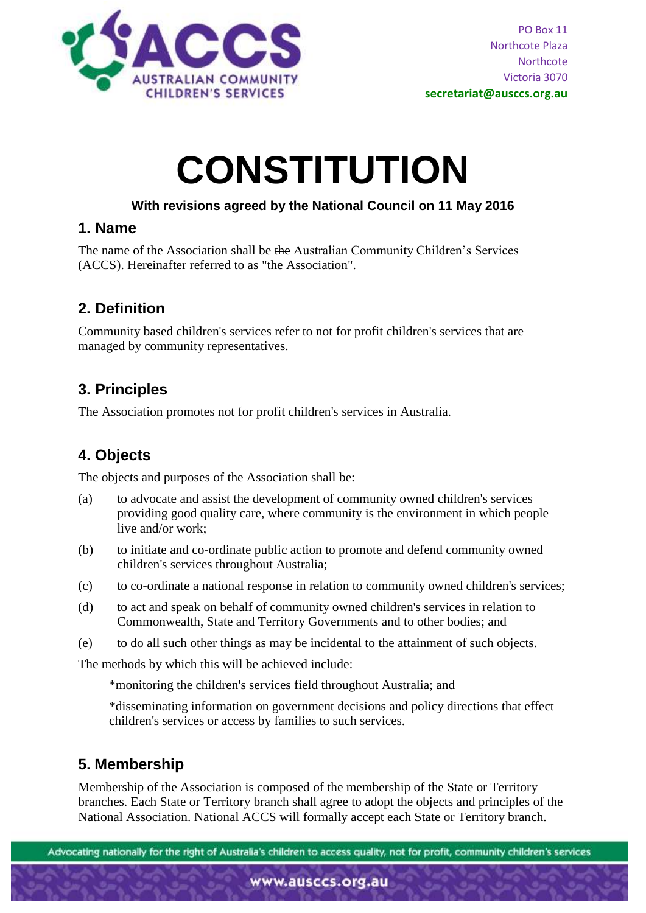PO Box 11
Northcote Plaza
Northcote
Victoria 3070
**secretariat@ausccs.org.au**

# CONSTITUTION

**With revisions agreed by the National Council on 11 May 2016**

## 1. Name

The name of the Association shall be ~~the~~ Australian Community Children's Services (ACCS). Hereinafter referred to as "the Association".

## 2. Definition

Community based children's services refer to not for profit children's services that are managed by community representatives.

## 3. Principles

The Association promotes not for profit children's services in Australia.

## 4. Objects

The objects and purposes of the Association shall be:

(a) to advocate and assist the development of community owned children's services providing good quality care, where community is the environment in which people live and/or work;

(b) to initiate and co-ordinate public action to promote and defend community owned children's services throughout Australia;

(c) to co-ordinate a national response in relation to community owned children's services;

(d) to act and speak on behalf of community owned children's services in relation to Commonwealth, State and Territory Governments and to other bodies; and

(e) to do all such other things as may be incidental to the attainment of such objects.

The methods by which this will be achieved include:

*monitoring the children's services field throughout Australia; and

*disseminating information on government decisions and policy directions that effect children's services or access by families to such services.

## 5. Membership

Membership of the Association is composed of the membership of the State or Territory branches. Each State or Territory branch shall agree to adopt the objects and principles of the National Association. National ACCS will formally accept each State or Territory branch.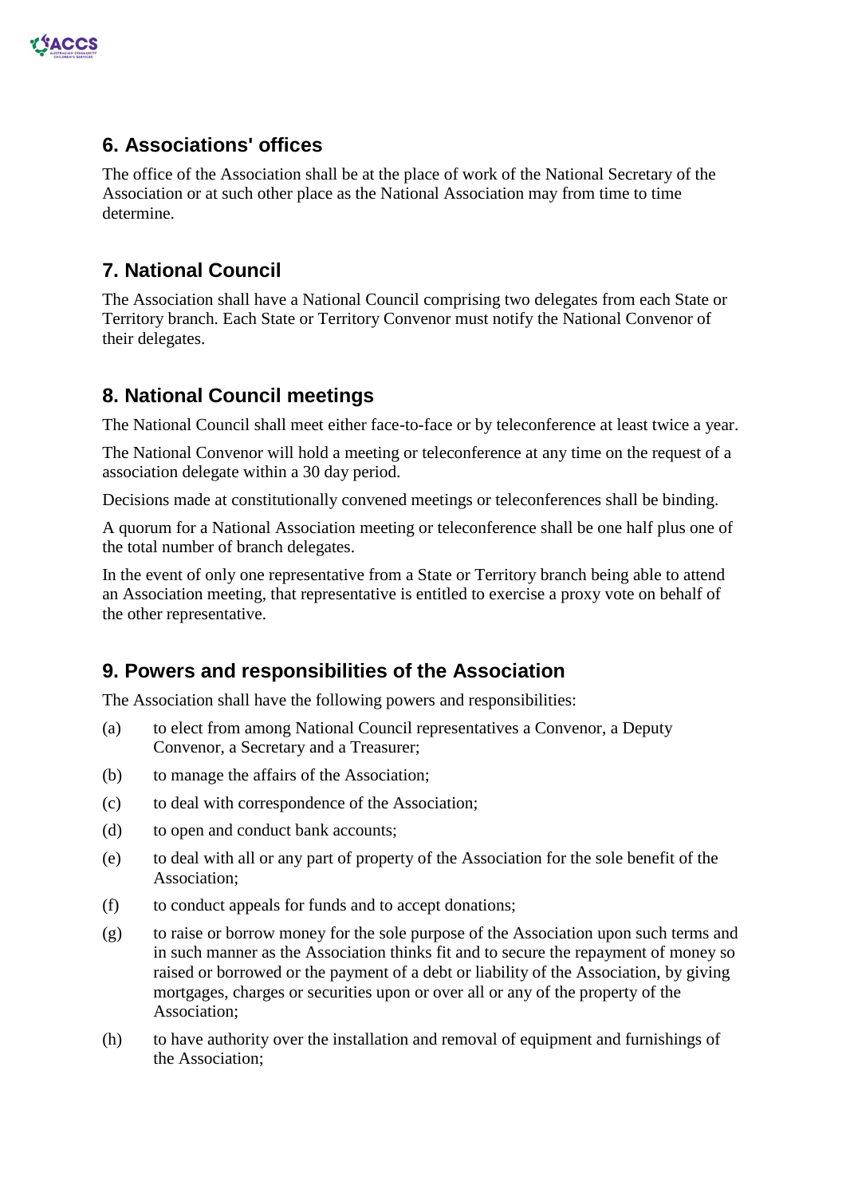## 6. Associations' offices

The office of the Association shall be at the place of work of the National Secretary of the Association or at such other place as the National Association may from time to time determine.

## 7. National Council

The Association shall have a National Council comprising two delegates from each State or Territory branch. Each State or Territory Convenor must notify the National Convenor of their delegates.

## 8. National Council meetings

The National Council shall meet either face-to-face or by teleconference at least twice a year.

The National Convenor will hold a meeting or teleconference at any time on the request of a association delegate within a 30 day period.

Decisions made at constitutionally convened meetings or teleconferences shall be binding.

A quorum for a National Association meeting or teleconference shall be one half plus one of the total number of branch delegates.

In the event of only one representative from a State or Territory branch being able to attend an Association meeting, that representative is entitled to exercise a proxy vote on behalf of the other representative.

## 9. Powers and responsibilities of the Association

The Association shall have the following powers and responsibilities:

(a) to elect from among National Council representatives a Convenor, a Deputy Convenor, a Secretary and a Treasurer;

(b) to manage the affairs of the Association;

(c) to deal with correspondence of the Association;

(d) to open and conduct bank accounts;

(e) to deal with all or any part of property of the Association for the sole benefit of the Association;

(f) to conduct appeals for funds and to accept donations;

(g) to raise or borrow money for the sole purpose of the Association upon such terms and in such manner as the Association thinks fit and to secure the repayment of money so raised or borrowed or the payment of a debt or liability of the Association, by giving mortgages, charges or securities upon or over all or any of the property of the Association;

(h) to have authority over the installation and removal of equipment and furnishings of the Association;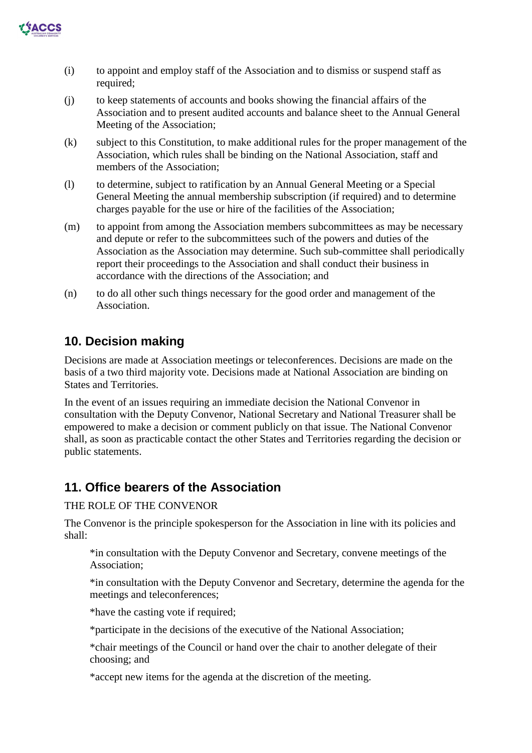(i) to appoint and employ staff of the Association and to dismiss or suspend staff as required;

(j) to keep statements of accounts and books showing the financial affairs of the Association and to present audited accounts and balance sheet to the Annual General Meeting of the Association;

(k) subject to this Constitution, to make additional rules for the proper management of the Association, which rules shall be binding on the National Association, staff and members of the Association;

(l) to determine, subject to ratification by an Annual General Meeting or a Special General Meeting the annual membership subscription (if required) and to determine charges payable for the use or hire of the facilities of the Association;

(m) to appoint from among the Association members subcommittees as may be necessary and depute or refer to the subcommittees such of the powers and duties of the Association as the Association may determine. Such sub-committee shall periodically report their proceedings to the Association and shall conduct their business in accordance with the directions of the Association; and

(n) to do all other such things necessary for the good order and management of the Association.

## 10. Decision making

Decisions are made at Association meetings or teleconferences. Decisions are made on the basis of a two third majority vote. Decisions made at National Association are binding on States and Territories.

In the event of an issues requiring an immediate decision the National Convenor in consultation with the Deputy Convenor, National Secretary and National Treasurer shall be empowered to make a decision or comment publicly on that issue. The National Convenor shall, as soon as practicable contact the other States and Territories regarding the decision or public statements.

## 11. Office bearers of the Association

THE ROLE OF THE CONVENOR

The Convenor is the principle spokesperson for the Association in line with its policies and shall:

*in consultation with the Deputy Convenor and Secretary, convene meetings of the Association;

*in consultation with the Deputy Convenor and Secretary, determine the agenda for the meetings and teleconferences;

*have the casting vote if required;

*participate in the decisions of the executive of the National Association;

*chair meetings of the Council or hand over the chair to another delegate of their choosing; and

*accept new items for the agenda at the discretion of the meeting.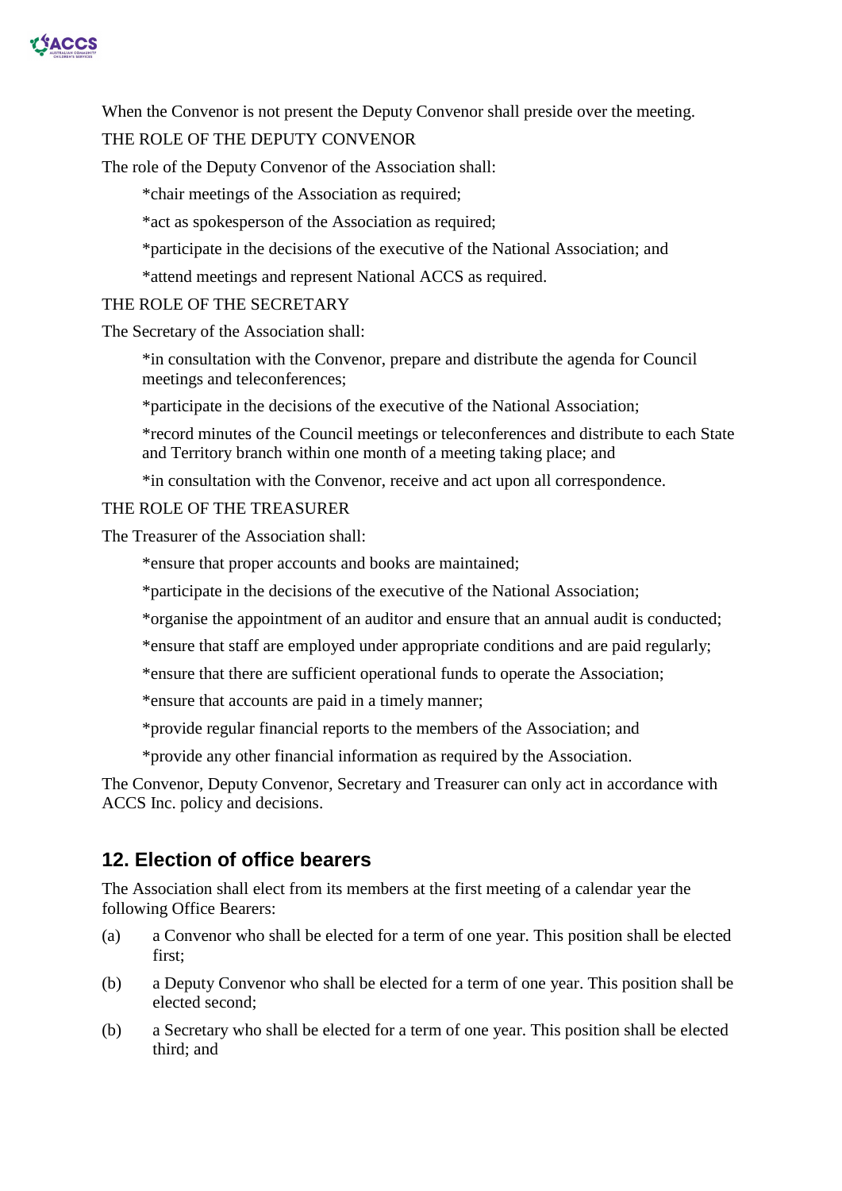When the Convenor is not present the Deputy Convenor shall preside over the meeting.

THE ROLE OF THE DEPUTY CONVENOR

The role of the Deputy Convenor of the Association shall:

*chair meetings of the Association as required;

*act as spokesperson of the Association as required;

*participate in the decisions of the executive of the National Association; and

*attend meetings and represent National ACCS as required.

THE ROLE OF THE SECRETARY

The Secretary of the Association shall:

*in consultation with the Convenor, prepare and distribute the agenda for Council meetings and teleconferences;

*participate in the decisions of the executive of the National Association;

*record minutes of the Council meetings or teleconferences and distribute to each State and Territory branch within one month of a meeting taking place; and

*in consultation with the Convenor, receive and act upon all correspondence.

THE ROLE OF THE TREASURER

The Treasurer of the Association shall:

*ensure that proper accounts and books are maintained;

*participate in the decisions of the executive of the National Association;

*organise the appointment of an auditor and ensure that an annual audit is conducted;

*ensure that staff are employed under appropriate conditions and are paid regularly;

*ensure that there are sufficient operational funds to operate the Association;

*ensure that accounts are paid in a timely manner;

*provide regular financial reports to the members of the Association; and

*provide any other financial information as required by the Association.

The Convenor, Deputy Convenor, Secretary and Treasurer can only act in accordance with ACCS Inc. policy and decisions.

## 12. Election of office bearers

The Association shall elect from its members at the first meeting of a calendar year the following Office Bearers:

(a) a Convenor who shall be elected for a term of one year. This position shall be elected first;

(b) a Deputy Convenor who shall be elected for a term of one year. This position shall be elected second;

(b) a Secretary who shall be elected for a term of one year. This position shall be elected third; and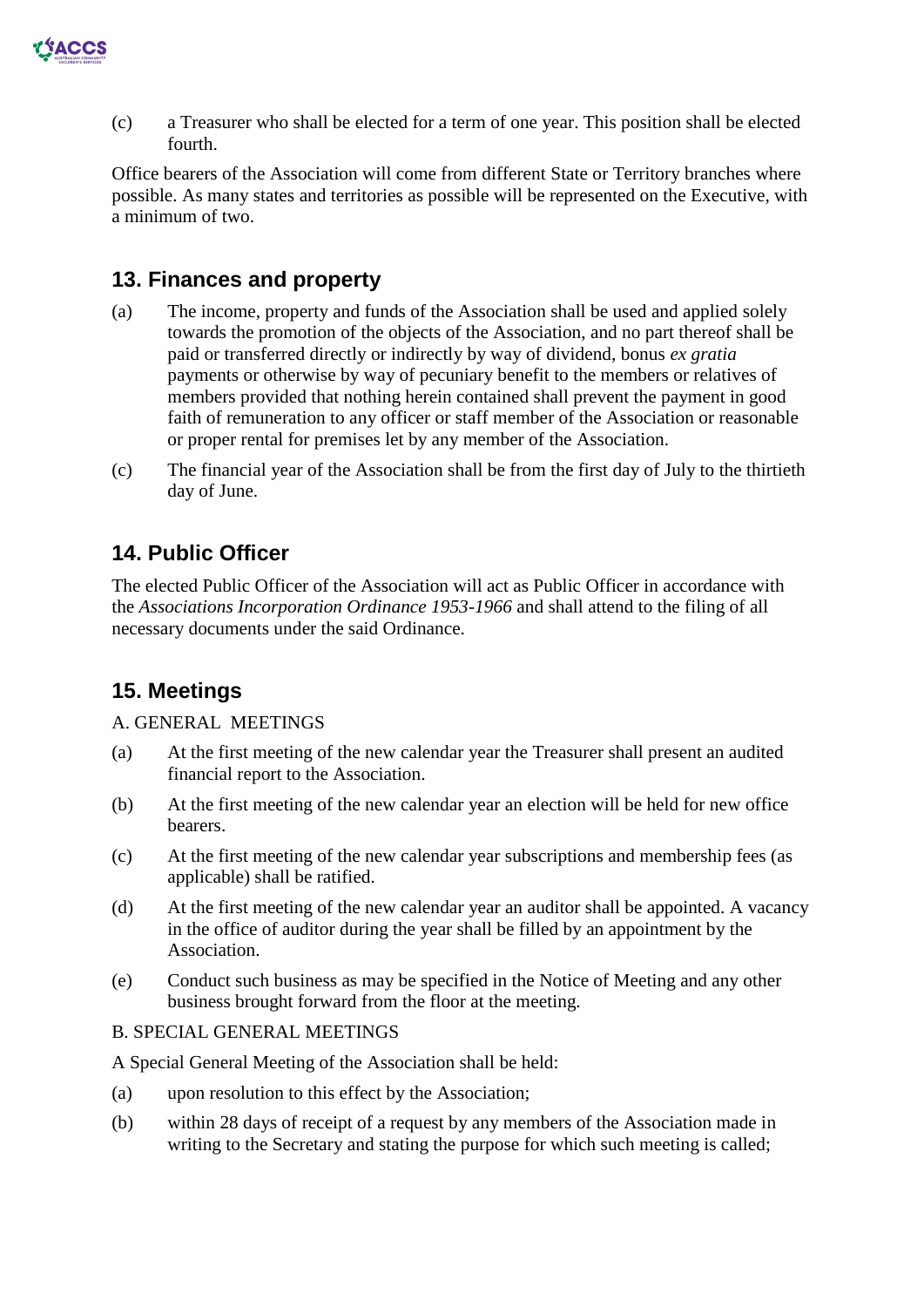(c) a Treasurer who shall be elected for a term of one year. This position shall be elected fourth.

Office bearers of the Association will come from different State or Territory branches where possible. As many states and territories as possible will be represented on the Executive, with a minimum of two.

## 13. Finances and property

(a) The income, property and funds of the Association shall be used and applied solely towards the promotion of the objects of the Association, and no part thereof shall be paid or transferred directly or indirectly by way of dividend, bonus *ex gratia* payments or otherwise by way of pecuniary benefit to the members or relatives of members provided that nothing herein contained shall prevent the payment in good faith of remuneration to any officer or staff member of the Association or reasonable or proper rental for premises let by any member of the Association.

(c) The financial year of the Association shall be from the first day of July to the thirtieth day of June.

## 14. Public Officer

The elected Public Officer of the Association will act as Public Officer in accordance with the *Associations Incorporation Ordinance 1953-1966* and shall attend to the filing of all necessary documents under the said Ordinance.

## 15. Meetings

A. GENERAL MEETINGS

(a) At the first meeting of the new calendar year the Treasurer shall present an audited financial report to the Association.

(b) At the first meeting of the new calendar year an election will be held for new office bearers.

(c) At the first meeting of the new calendar year subscriptions and membership fees (as applicable) shall be ratified.

(d) At the first meeting of the new calendar year an auditor shall be appointed. A vacancy in the office of auditor during the year shall be filled by an appointment by the Association.

(e) Conduct such business as may be specified in the Notice of Meeting and any other business brought forward from the floor at the meeting.

B. SPECIAL GENERAL MEETINGS

A Special General Meeting of the Association shall be held:

(a) upon resolution to this effect by the Association;

(b) within 28 days of receipt of a request by any members of the Association made in writing to the Secretary and stating the purpose for which such meeting is called;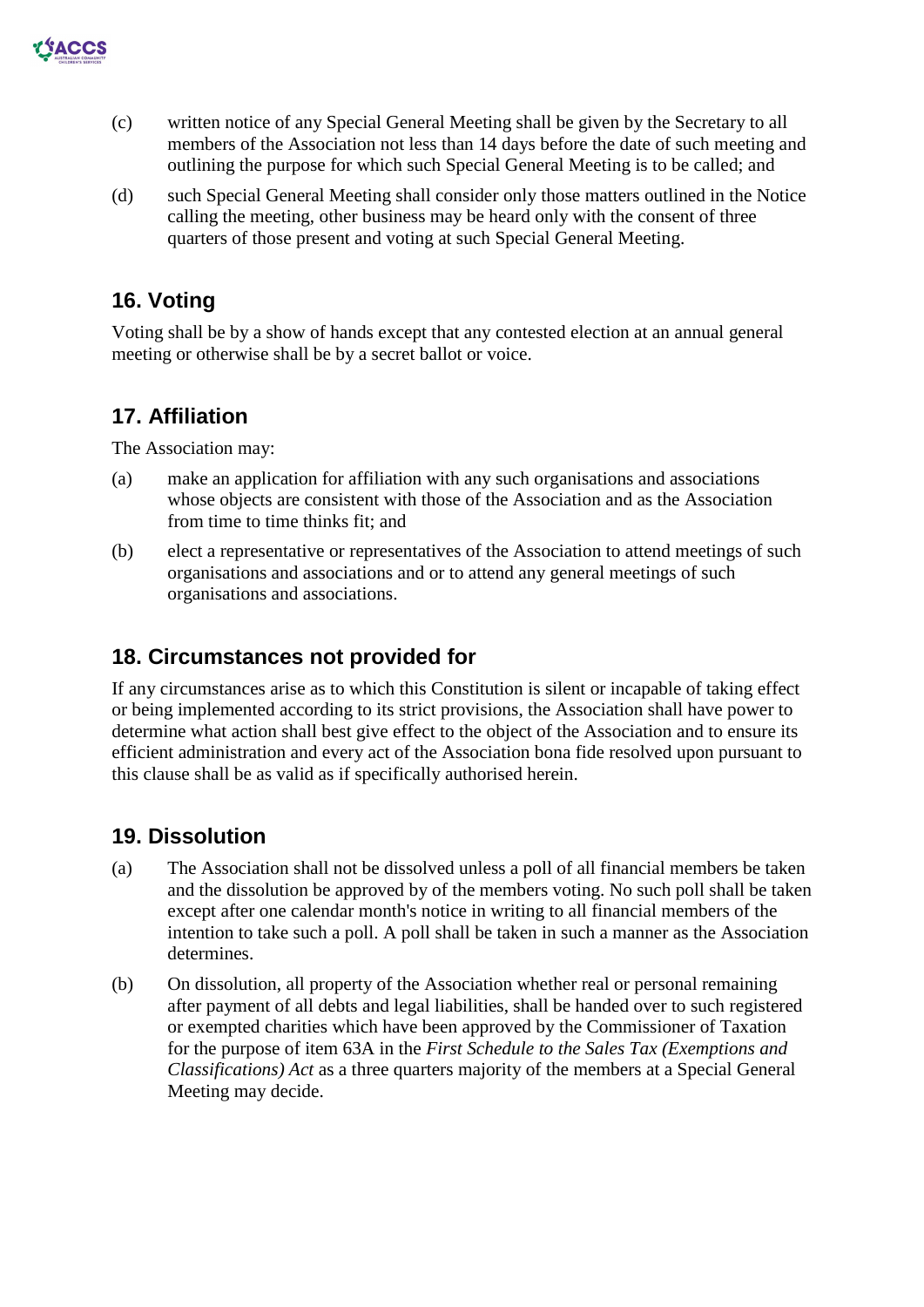(c) written notice of any Special General Meeting shall be given by the Secretary to all members of the Association not less than 14 days before the date of such meeting and outlining the purpose for which such Special General Meeting is to be called; and

(d) such Special General Meeting shall consider only those matters outlined in the Notice calling the meeting, other business may be heard only with the consent of three quarters of those present and voting at such Special General Meeting.

## 16. Voting

Voting shall be by a show of hands except that any contested election at an annual general meeting or otherwise shall be by a secret ballot or voice.

## 17. Affiliation

The Association may:

(a) make an application for affiliation with any such organisations and associations whose objects are consistent with those of the Association and as the Association from time to time thinks fit; and

(b) elect a representative or representatives of the Association to attend meetings of such organisations and associations and or to attend any general meetings of such organisations and associations.

## 18. Circumstances not provided for

If any circumstances arise as to which this Constitution is silent or incapable of taking effect or being implemented according to its strict provisions, the Association shall have power to determine what action shall best give effect to the object of the Association and to ensure its efficient administration and every act of the Association bona fide resolved upon pursuant to this clause shall be as valid as if specifically authorised herein.

## 19. Dissolution

(a) The Association shall not be dissolved unless a poll of all financial members be taken and the dissolution be approved by of the members voting. No such poll shall be taken except after one calendar month's notice in writing to all financial members of the intention to take such a poll. A poll shall be taken in such a manner as the Association determines.

(b) On dissolution, all property of the Association whether real or personal remaining after payment of all debts and legal liabilities, shall be handed over to such registered or exempted charities which have been approved by the Commissioner of Taxation for the purpose of item 63A in the *First Schedule to the Sales Tax (Exemptions and Classifications) Act* as a three quarters majority of the members at a Special General Meeting may decide.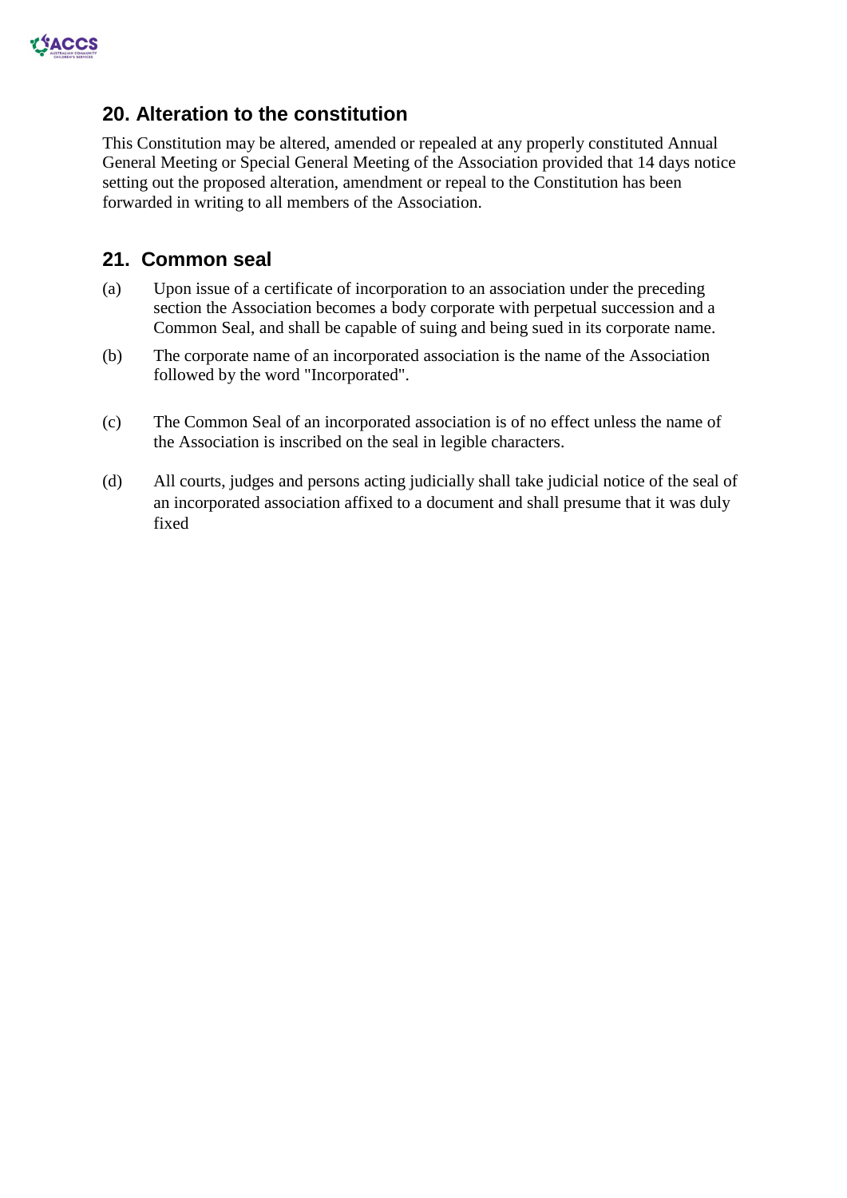## 20. Alteration to the constitution

This Constitution may be altered, amended or repealed at any properly constituted Annual General Meeting or Special General Meeting of the Association provided that 14 days notice setting out the proposed alteration, amendment or repeal to the Constitution has been forwarded in writing to all members of the Association.

## 21. Common seal

(a) Upon issue of a certificate of incorporation to an association under the preceding section the Association becomes a body corporate with perpetual succession and a Common Seal, and shall be capable of suing and being sued in its corporate name.

(b) The corporate name of an incorporated association is the name of the Association followed by the word "Incorporated".

(c) The Common Seal of an incorporated association is of no effect unless the name of the Association is inscribed on the seal in legible characters.

(d) All courts, judges and persons acting judicially shall take judicial notice of the seal of an incorporated association affixed to a document and shall presume that it was duly fixed